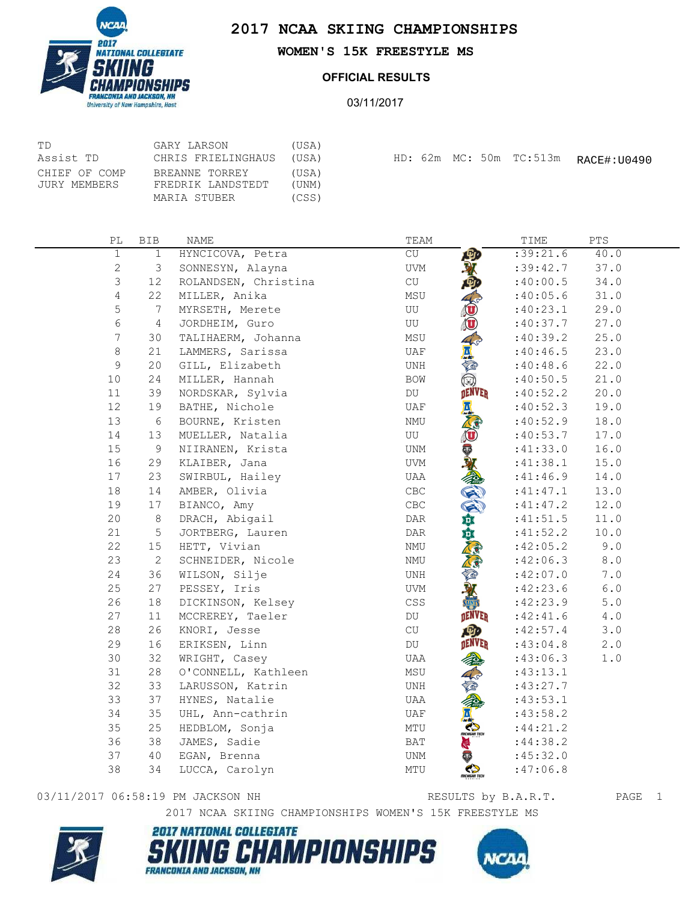# 2017 NCAA SKIING CHAMPIONSHIPS

## WOMEN'S 15K FREESTYLE MS

### OFFICIAL RESULTS

03/11/2017

| | | |
|---|---|---|
| TD | GARY LARSON | (USA) |
| Assist TD | CHRIS FRIELINGHAUS | (USA) |
| CHIEF OF COMP | BREANNE TORREY | (USA) |
| JURY MEMBERS | FREDRIK LANDSTEDT | (UNM) |
| | MARIA STUBER | (CSS) |

HD: 62m MC: 50m TC:513m RACE#:U0490

| PL | BIB | NAME | TEAM | TIME | PTS |
|---|---|---|---|---|---|
| 1 | 1 | HYNCICOVA, Petra | CU | :39:21.6 | 40.0 |
| 2 | 3 | SONNESYN, Alayna | UVM | :39:42.7 | 37.0 |
| 3 | 12 | ROLANDSEN, Christina | CU | :40:00.5 | 34.0 |
| 4 | 22 | MILLER, Anika | MSU | :40:05.6 | 31.0 |
| 5 | 7 | MYRSETH, Merete | UU | :40:23.1 | 29.0 |
| 6 | 4 | JORDHEIM, Guro | UU | :40:37.7 | 27.0 |
| 7 | 30 | TALIHAERM, Johanna | MSU | :40:39.2 | 25.0 |
| 8 | 21 | LAMMERS, Sarissa | UAF | :40:46.5 | 23.0 |
| 9 | 20 | GILL, Elizabeth | UNH | :40:48.6 | 22.0 |
| 10 | 24 | MILLER, Hannah | BOW | :40:50.5 | 21.0 |
| 11 | 39 | NORDSKAR, Sylvia | DU | :40:52.2 | 20.0 |
| 12 | 19 | BATHE, Nichole | UAF | :40:52.3 | 19.0 |
| 13 | 6 | BOURNE, Kristen | NMU | :40:52.9 | 18.0 |
| 14 | 13 | MUELLER, Natalia | UU | :40:53.7 | 17.0 |
| 15 | 9 | NIIRANEN, Krista | UNM | :41:33.0 | 16.0 |
| 16 | 29 | KLAIBER, Jana | UVM | :41:38.1 | 15.0 |
| 17 | 23 | SWIRBUL, Hailey | UAA | :41:46.9 | 14.0 |
| 18 | 14 | AMBER, Olivia | CBC | :41:47.1 | 13.0 |
| 19 | 17 | BIANCO, Amy | CBC | :41:47.2 | 12.0 |
| 20 | 8 | DRACH, Abigail | DAR | :41:51.5 | 11.0 |
| 21 | 5 | JORTBERG, Lauren | DAR | :41:52.2 | 10.0 |
| 22 | 15 | HETT, Vivian | NMU | :42:05.2 | 9.0 |
| 23 | 2 | SCHNEIDER, Nicole | NMU | :42:06.3 | 8.0 |
| 24 | 36 | WILSON, Silje | UNH | :42:07.0 | 7.0 |
| 25 | 27 | PESSEY, Iris | UVM | :42:23.6 | 6.0 |
| 26 | 18 | DICKINSON, Kelsey | CSS | :42:23.9 | 5.0 |
| 27 | 11 | MCCREREY, Taeler | DU | :42:41.6 | 4.0 |
| 28 | 26 | KNORI, Jesse | CU | :42:57.4 | 3.0 |
| 29 | 16 | ERIKSEN, Linn | DU | :43:04.8 | 2.0 |
| 30 | 32 | WRIGHT, Casey | UAA | :43:06.3 | 1.0 |
| 31 | 28 | O'CONNELL, Kathleen | MSU | :43:13.1 | |
| 32 | 33 | LARUSSON, Katrin | UNH | :43:27.7 | |
| 33 | 37 | HYNES, Natalie | UAA | :43:53.1 | |
| 34 | 35 | UHL, Ann-cathrin | UAF | :43:58.2 | |
| 35 | 25 | HEDBLOM, Sonja | MTU | :44:21.2 | |
| 36 | 38 | JAMES, Sadie | BAT | :44:38.2 | |
| 37 | 40 | EGAN, Brenna | UNM | :45:32.0 | |
| 38 | 34 | LUCCA, Carolyn | MTU | :47:06.8 | |

03/11/2017 06:58:19 PM JACKSON NH RESULTS by B.A.R.T.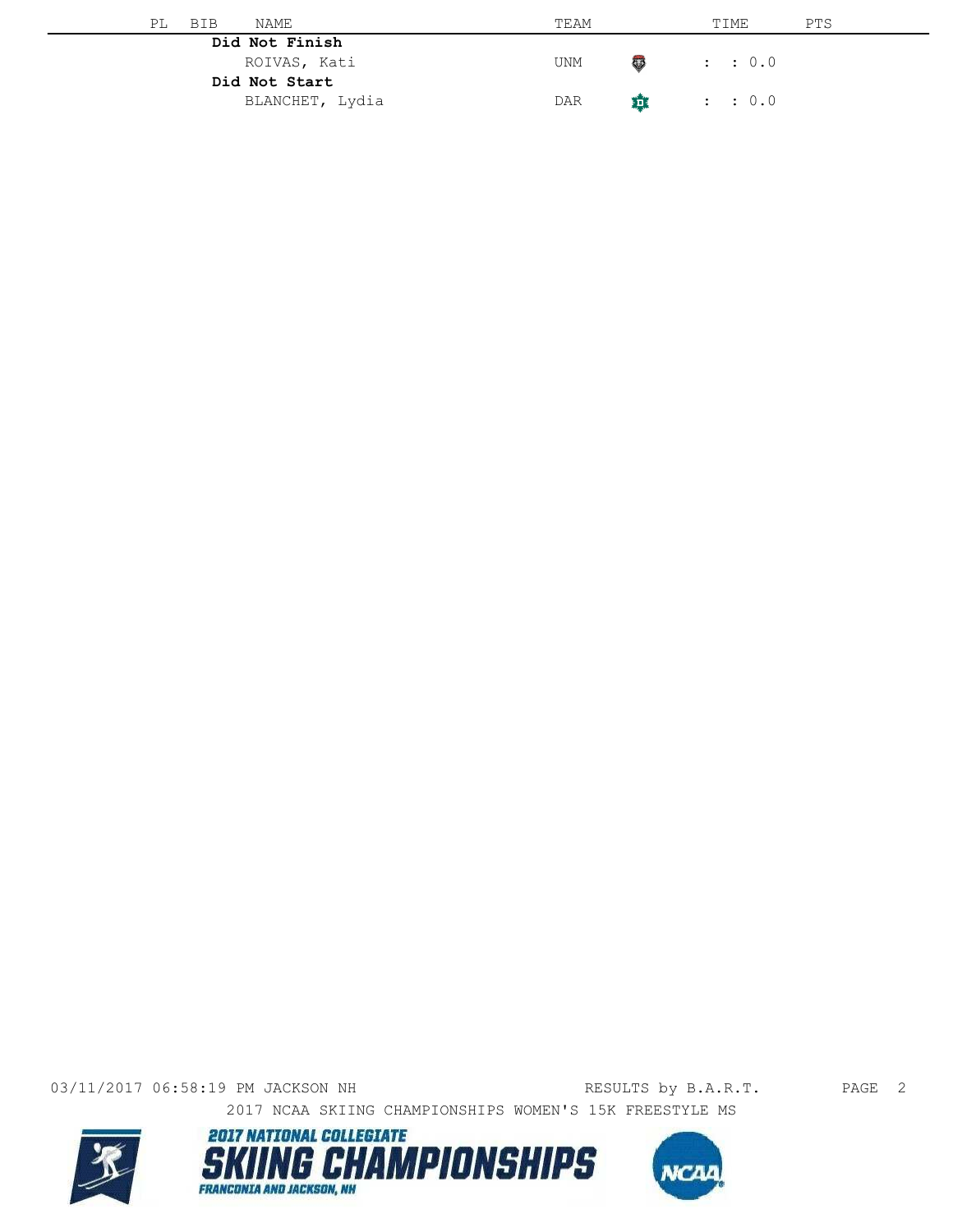| PL | BIB | NAME | TEAM | TIME | PTS |
|---|---|---|---|---|---|
| | | **Did Not Finish** | | | |
| | | ROIVAS, Kati | UNM | : : 0.0 | |
| | | **Did Not Start** | | | |
| | | BLANCHET, Lydia | DAR | : : 0.0 | |

03/11/2017 06:58:19 PM JACKSON NH RESULTS by B.A.R.T.

2017 NCAA SKIING CHAMPIONSHIPS WOMEN'S 15K FREESTYLE MS

2017 NATIONAL COLLEGIATE SKIING CHAMPIONSHIPS FRANCONIA AND JACKSON, NH

NCAA